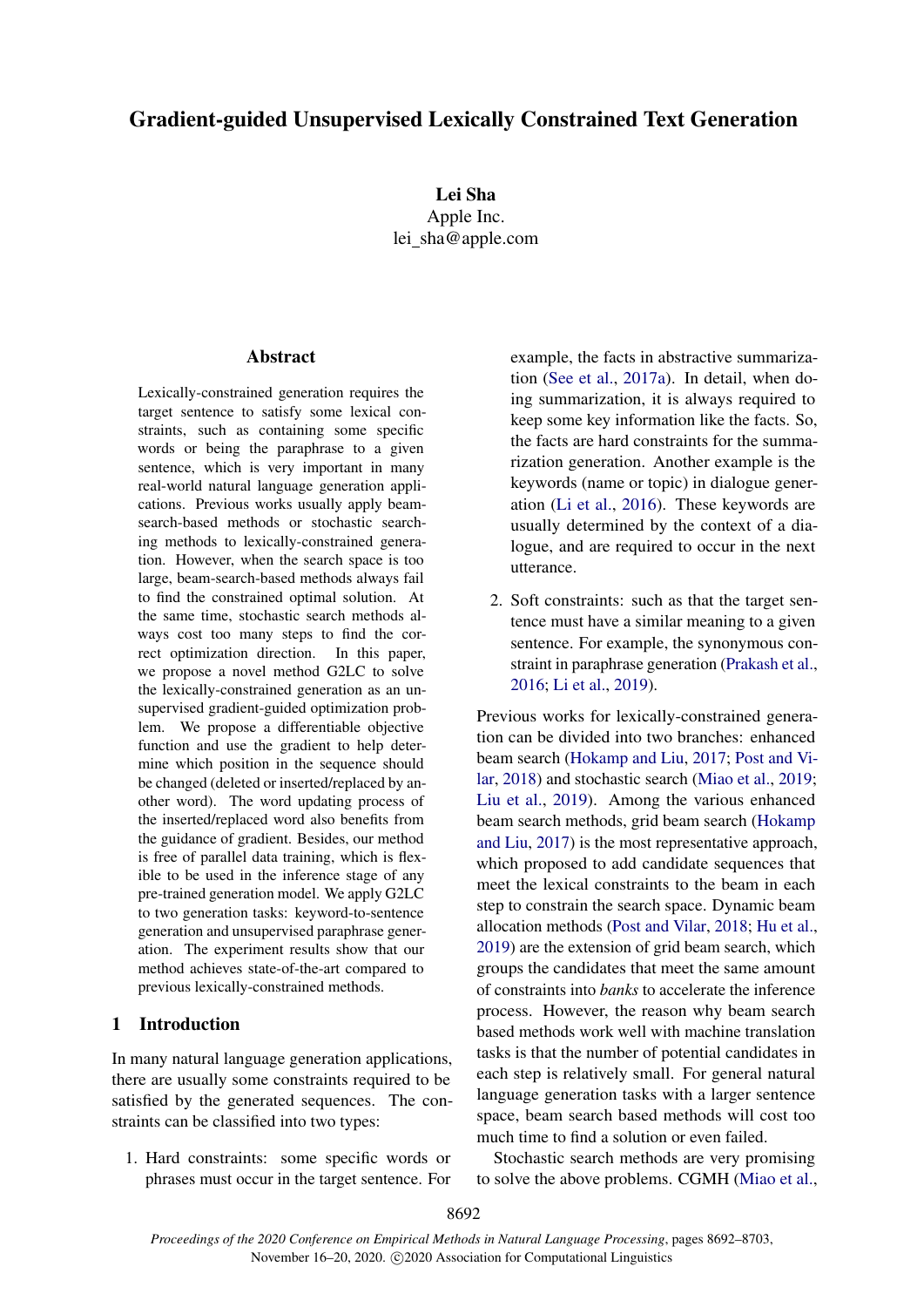# Gradient-guided Unsupervised Lexically Constrained Text Generation

**Lei Sha**
Apple Inc.
lei_sha@apple.com

## Abstract

Lexically-constrained generation requires the target sentence to satisfy some lexical constraints, such as containing some specific words or being the paraphrase to a given sentence, which is very important in many real-world natural language generation applications. Previous works usually apply beam-search-based methods or stochastic searching methods to lexically-constrained generation. However, when the search space is too large, beam-search-based methods always fail to find the constrained optimal solution. At the same time, stochastic search methods always cost too many steps to find the correct optimization direction. In this paper, we propose a novel method G2LC to solve the lexically-constrained generation as an unsupervised gradient-guided optimization problem. We propose a differentiable objective function and use the gradient to help determine which position in the sequence should be changed (deleted or inserted/replaced by another word). The word updating process of the inserted/replaced word also benefits from the guidance of gradient. Besides, our method is free of parallel data training, which is flexible to be used in the inference stage of any pre-trained generation model. We apply G2LC to two generation tasks: keyword-to-sentence generation and unsupervised paraphrase generation. The experiment results show that our method achieves state-of-the-art compared to previous lexically-constrained methods.

## 1 Introduction

In many natural language generation applications, there are usually some constraints required to be satisfied by the generated sequences. The constraints can be classified into two types:

1. Hard constraints: some specific words or phrases must occur in the target sentence. For example, the facts in abstractive summarization (See et al., 2017a). In detail, when doing summarization, it is always required to keep some key information like the facts. So, the facts are hard constraints for the summarization generation. Another example is the keywords (name or topic) in dialogue generation (Li et al., 2016). These keywords are usually determined by the context of a dialogue, and are required to occur in the next utterance.
2. Soft constraints: such as that the target sentence must have a similar meaning to a given sentence. For example, the synonymous constraint in paraphrase generation (Prakash et al., 2016; Li et al., 2019).

Previous works for lexically-constrained generation can be divided into two branches: enhanced beam search (Hokamp and Liu, 2017; Post and Vilar, 2018) and stochastic search (Miao et al., 2019; Liu et al., 2019). Among the various enhanced beam search methods, grid beam search (Hokamp and Liu, 2017) is the most representative approach, which proposed to add candidate sequences that meet the lexical constraints to the beam in each step to constrain the search space. Dynamic beam allocation methods (Post and Vilar, 2018; Hu et al., 2019) are the extension of grid beam search, which groups the candidates that meet the same amount of constraints into *banks* to accelerate the inference process. However, the reason why beam search based methods work well with machine translation tasks is that the number of potential candidates in each step is relatively small. For general natural language generation tasks with a larger sentence space, beam search based methods will cost too much time to find a solution or even failed.

Stochastic search methods are very promising to solve the above problems. CGMH (Miao et al.,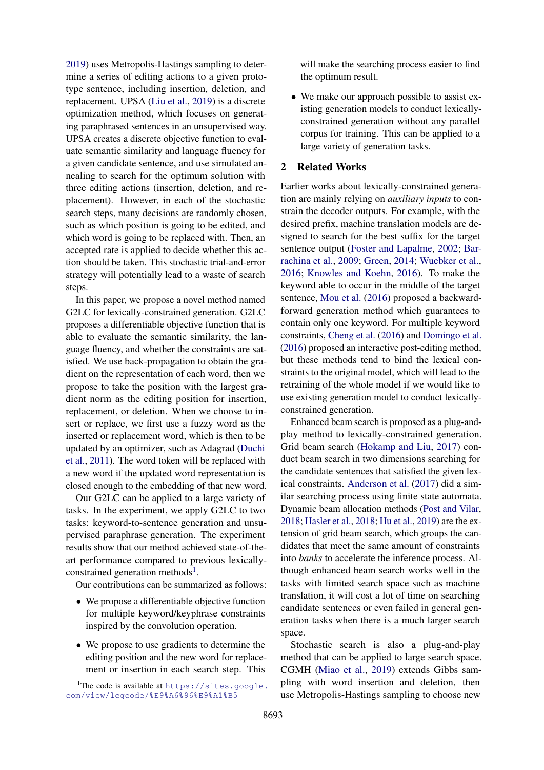2019) uses Metropolis-Hastings sampling to determine a series of editing actions to a given prototype sentence, including insertion, deletion, and replacement. UPSA (Liu et al., 2019) is a discrete optimization method, which focuses on generating paraphrased sentences in an unsupervised way. UPSA creates a discrete objective function to evaluate semantic similarity and language fluency for a given candidate sentence, and use simulated annealing to search for the optimum solution with three editing actions (insertion, deletion, and replacement). However, in each of the stochastic search steps, many decisions are randomly chosen, such as which position is going to be edited, and which word is going to be replaced with. Then, an accepted rate is applied to decide whether this action should be taken. This stochastic trial-and-error strategy will potentially lead to a waste of search steps.

In this paper, we propose a novel method named G2LC for lexically-constrained generation. G2LC proposes a differentiable objective function that is able to evaluate the semantic similarity, the language fluency, and whether the constraints are satisfied. We use back-propagation to obtain the gradient on the representation of each word, then we propose to take the position with the largest gradient norm as the editing position for insertion, replacement, or deletion. When we choose to insert or replace, we first use a fuzzy word as the inserted or replacement word, which is then to be updated by an optimizer, such as Adagrad (Duchi et al., 2011). The word token will be replaced with a new word if the updated word representation is closed enough to the embedding of that new word.

Our G2LC can be applied to a large variety of tasks. In the experiment, we apply G2LC to two tasks: keyword-to-sentence generation and unsupervised paraphrase generation. The experiment results show that our method achieved state-of-the-art performance compared to previous lexically-constrained generation methods[1].

Our contributions can be summarized as follows:

- We propose a differentiable objective function for multiple keyword/keyphrase constraints inspired by the convolution operation.
- We propose to use gradients to determine the editing position and the new word for replacement or insertion in each search step. This will make the searching process easier to find the optimum result.
- We make our approach possible to assist existing generation models to conduct lexically-constrained generation without any parallel corpus for training. This can be applied to a large variety of generation tasks.

[1]The code is available at https://sites.google.com/view/lcgcode/%E9%A6%96%E9%A1%B5

## 2 Related Works

Earlier works about lexically-constrained generation are mainly relying on *auxiliary inputs* to constrain the decoder outputs. For example, with the desired prefix, machine translation models are designed to search for the best suffix for the target sentence output (Foster and Lapalme, 2002; Barrachina et al., 2009; Green, 2014; Wuebker et al., 2016; Knowles and Koehn, 2016). To make the keyword able to occur in the middle of the target sentence, Mou et al. (2016) proposed a backward-forward generation method which guarantees to contain only one keyword. For multiple keyword constraints, Cheng et al. (2016) and Domingo et al. (2016) proposed an interactive post-editing method, but these methods tend to bind the lexical constraints to the original model, which will lead to the retraining of the whole model if we would like to use existing generation model to conduct lexically-constrained generation.

Enhanced beam search is proposed as a plug-and-play method to lexically-constrained generation. Grid beam search (Hokamp and Liu, 2017) conduct beam search in two dimensions searching for the candidate sentences that satisfied the given lexical constraints. Anderson et al. (2017) did a similar searching process using finite state automata. Dynamic beam allocation methods (Post and Vilar, 2018; Hasler et al., 2018; Hu et al., 2019) are the extension of grid beam search, which groups the candidates that meet the same amount of constraints into *banks* to accelerate the inference process. Although enhanced beam search works well in the tasks with limited search space such as machine translation, it will cost a lot of time on searching candidate sentences or even failed in general generation tasks when there is a much larger search space.

Stochastic search is also a plug-and-play method that can be applied to large search space. CGMH (Miao et al., 2019) extends Gibbs sampling with word insertion and deletion, then use Metropolis-Hastings sampling to choose new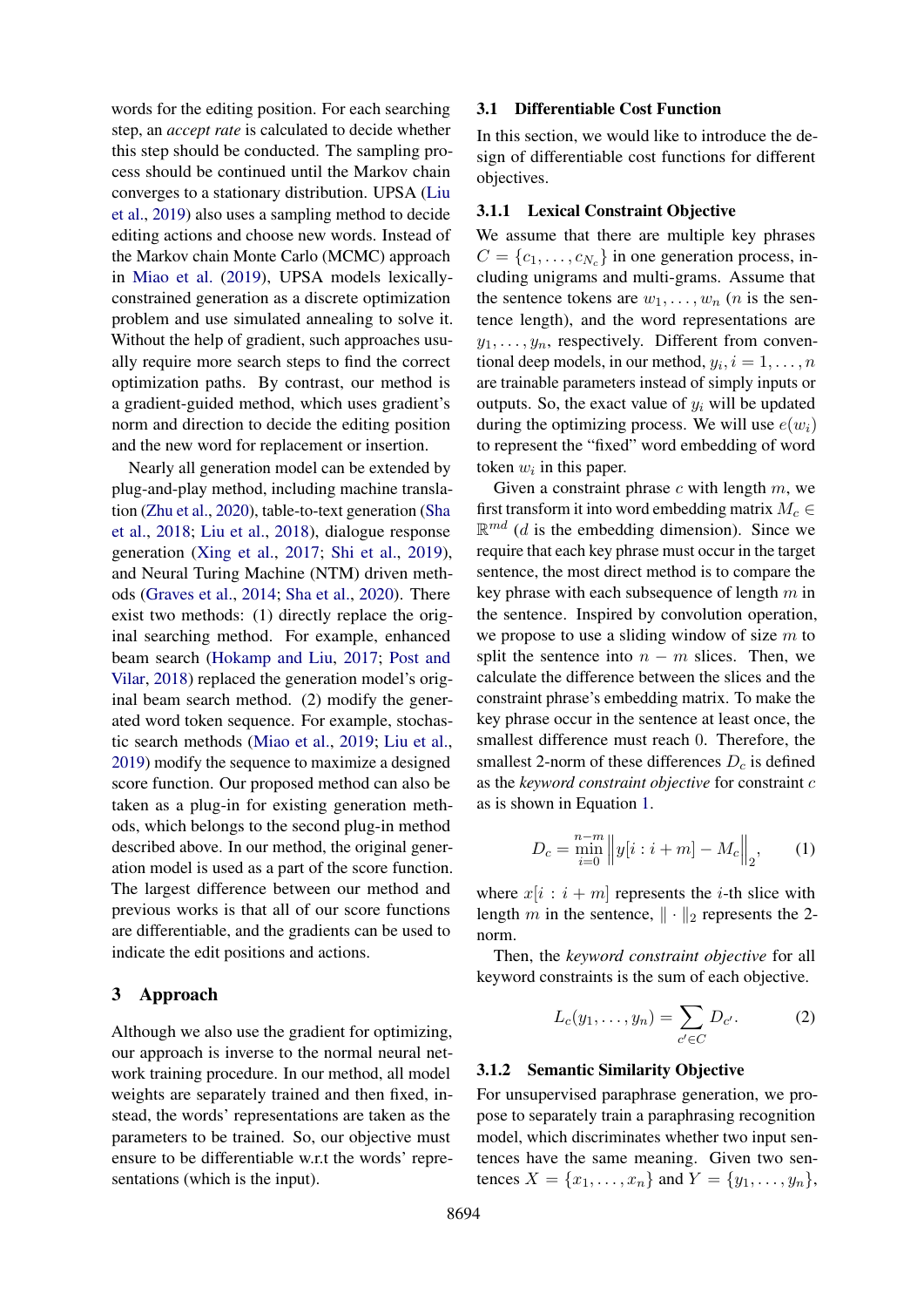words for the editing position. For each searching step, an *accept rate* is calculated to decide whether this step should be conducted. The sampling process should be continued until the Markov chain converges to a stationary distribution. UPSA (Liu et al., 2019) also uses a sampling method to decide editing actions and choose new words. Instead of the Markov chain Monte Carlo (MCMC) approach in Miao et al. (2019), UPSA models lexically-constrained generation as a discrete optimization problem and use simulated annealing to solve it. Without the help of gradient, such approaches usually require more search steps to find the correct optimization paths. By contrast, our method is a gradient-guided method, which uses gradient's norm and direction to decide the editing position and the new word for replacement or insertion.

Nearly all generation model can be extended by plug-and-play method, including machine translation (Zhu et al., 2020), table-to-text generation (Sha et al., 2018; Liu et al., 2018), dialogue response generation (Xing et al., 2017; Shi et al., 2019), and Neural Turing Machine (NTM) driven methods (Graves et al., 2014; Sha et al., 2020). There exist two methods: (1) directly replace the original searching method. For example, enhanced beam search (Hokamp and Liu, 2017; Post and Vilar, 2018) replaced the generation model's original beam search method. (2) modify the generated word token sequence. For example, stochastic search methods (Miao et al., 2019; Liu et al., 2019) modify the sequence to maximize a designed score function. Our proposed method can also be taken as a plug-in for existing generation methods, which belongs to the second plug-in method described above. In our method, the original generation model is used as a part of the score function. The largest difference between our method and previous works is that all of our score functions are differentiable, and the gradients can be used to indicate the edit positions and actions.

## 3 Approach

Although we also use the gradient for optimizing, our approach is inverse to the normal neural network training procedure. In our method, all model weights are separately trained and then fixed, instead, the words' representations are taken as the parameters to be trained. So, our objective must ensure to be differentiable w.r.t the words' representations (which is the input).

### 3.1 Differentiable Cost Function

In this section, we would like to introduce the design of differentiable cost functions for different objectives.

#### 3.1.1 Lexical Constraint Objective

We assume that there are multiple key phrases $C = \{c_1, \ldots, c_{N_c}\}$ in one generation process, including unigrams and multi-grams. Assume that the sentence tokens are $w_1, \ldots, w_n$ ($n$ is the sentence length), and the word representations are $y_1, \ldots, y_n$, respectively. Different from conventional deep models, in our method, $y_i, i = 1, \ldots, n$ are trainable parameters instead of simply inputs or outputs. So, the exact value of $y_i$ will be updated during the optimizing process. We will use $e(w_i)$ to represent the "fixed" word embedding of word token $w_i$ in this paper.

Given a constraint phrase $c$ with length $m$, we first transform it into word embedding matrix $M_c \in \mathbb{R}^{md}$ ($d$ is the embedding dimension). Since we require that each key phrase must occur in the target sentence, the most direct method is to compare the key phrase with each subsequence of length $m$ in the sentence. Inspired by convolution operation, we propose to use a sliding window of size $m$ to split the sentence into $n - m$ slices. Then, we calculate the difference between the slices and the constraint phrase's embedding matrix. To make the key phrase occur in the sentence at least once, the smallest difference must reach 0. Therefore, the smallest 2-norm of these differences $D_c$ is defined as the *keyword constraint objective* for constraint $c$ as is shown in Equation 1.

$$D_c = \min_{i=0}^{n-m} \left\| y[i : i + m] - M_c \right\|_2, \qquad (1)$$

where $x[i : i + m]$ represents the $i$-th slice with length $m$ in the sentence, $\| \cdot \|_2$ represents the 2-norm.

Then, the *keyword constraint objective* for all keyword constraints is the sum of each objective.

$$L_c(y_1, \ldots, y_n) = \sum_{c' \in C} D_{c'}. \qquad (2)$$

#### 3.1.2 Semantic Similarity Objective

For unsupervised paraphrase generation, we propose to separately train a paraphrasing recognition model, which discriminates whether two input sentences have the same meaning. Given two sentences $X = \{x_1, \ldots, x_n\}$ and $Y = \{y_1, \ldots, y_n\}$,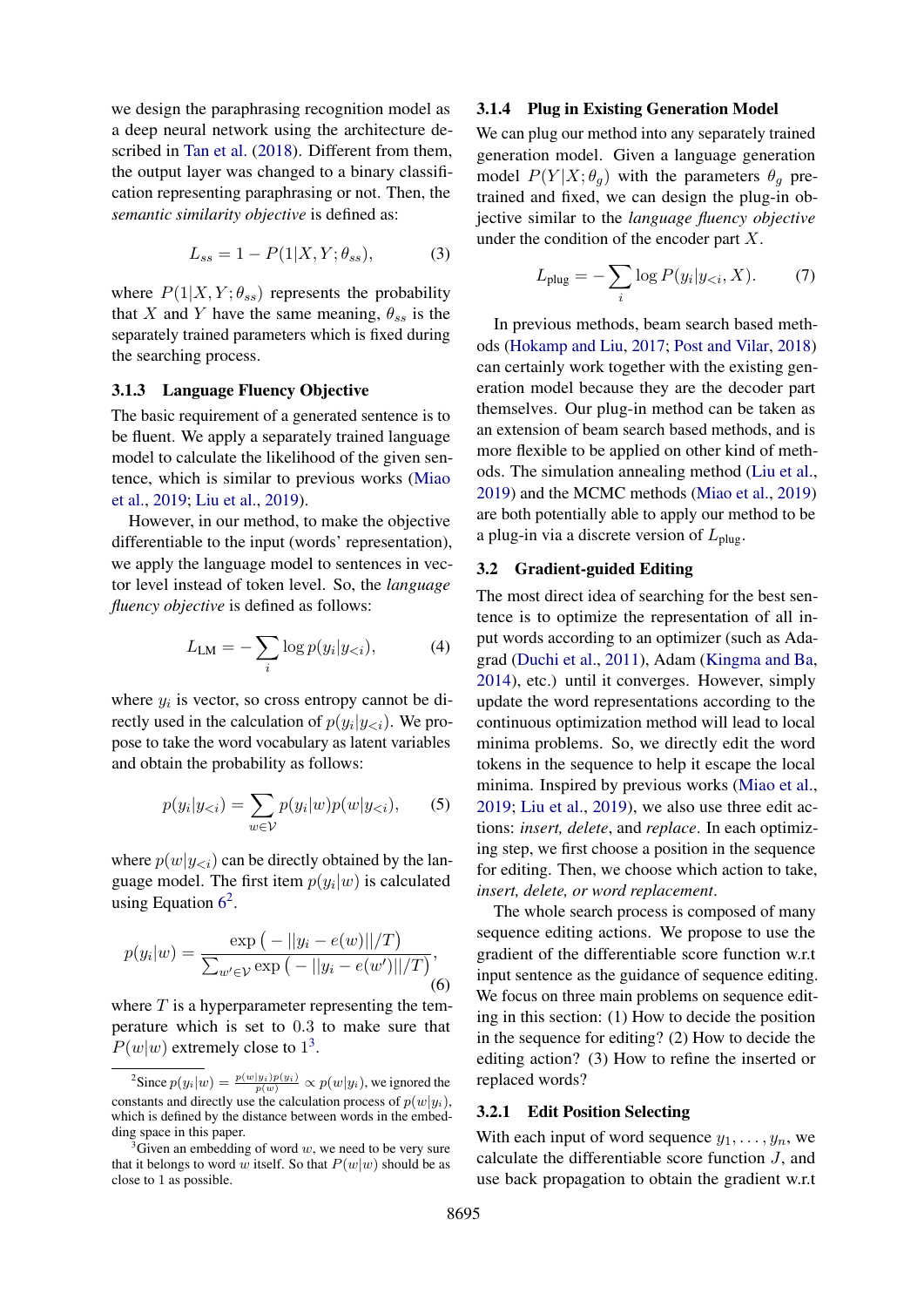we design the paraphrasing recognition model as a deep neural network using the architecture described in Tan et al. (2018). Different from them, the output layer was changed to a binary classification representing paraphrasing or not. Then, the *semantic similarity objective* is defined as:

$$L_{ss} = 1 - P(1|X, Y; \theta_{ss}), \tag{3}$$

where $P(1|X, Y; \theta_{ss})$ represents the probability that $X$ and $Y$ have the same meaning, $\theta_{ss}$ is the separately trained parameters which is fixed during the searching process.

#### 3.1.3 Language Fluency Objective

The basic requirement of a generated sentence is to be fluent. We apply a separately trained language model to calculate the likelihood of the given sentence, which is similar to previous works (Miao et al., 2019; Liu et al., 2019).

However, in our method, to make the objective differentiable to the input (words' representation), we apply the language model to sentences in vector level instead of token level. So, the *language fluency objective* is defined as follows:

$$L_{\text{LM}} = -\sum_i \log p(y_i|y_{<i}), \tag{4}$$

where $y_i$ is vector, so cross entropy cannot be directly used in the calculation of $p(y_i|y_{<i})$. We propose to take the word vocabulary as latent variables and obtain the probability as follows:

$$p(y_i|y_{<i}) = \sum_{w \in \mathcal{V}} p(y_i|w)p(w|y_{<i}), \tag{5}$$

where $p(w|y_{<i})$ can be directly obtained by the language model. The first item $p(y_i|w)$ is calculated using Equation 6[2].

$$p(y_i|w) = \frac{\exp\big(-||y_i - e(w)||/T\big)}{\sum_{w' \in \mathcal{V}} \exp\big(-||y_i - e(w')||/T\big)}, \tag{6}$$

where $T$ is a hyperparameter representing the temperature which is set to 0.3 to make sure that $P(w|w)$ extremely close to 1[3].

[2] Since $p(y_i|w) = \frac{p(w|y_i)p(y_i)}{p(w)} \propto p(w|y_i)$, we ignored the constants and directly use the calculation process of $p(w|y_i)$, which is defined by the distance between words in the embedding space in this paper.

[3] Given an embedding of word $w$, we need to be very sure that it belongs to word $w$ itself. So that $P(w|w)$ should be as close to 1 as possible.

#### 3.1.4 Plug in Existing Generation Model

We can plug our method into any separately trained generation model. Given a language generation model $P(Y|X; \theta_g)$ with the parameters $\theta_g$ pre-trained and fixed, we can design the plug-in objective similar to the *language fluency objective* under the condition of the encoder part $X$.

$$L_{\text{plug}} = -\sum_i \log P(y_i|y_{<i}, X). \tag{7}$$

In previous methods, beam search based methods (Hokamp and Liu, 2017; Post and Vilar, 2018) can certainly work together with the existing generation model because they are the decoder part themselves. Our plug-in method can be taken as an extension of beam search based methods, and is more flexible to be applied on other kind of methods. The simulation annealing method (Liu et al., 2019) and the MCMC methods (Miao et al., 2019) are both potentially able to apply our method to be a plug-in via a discrete version of $L_{\text{plug}}$.

### 3.2 Gradient-guided Editing

The most direct idea of searching for the best sentence is to optimize the representation of all input words according to an optimizer (such as Adagrad (Duchi et al., 2011), Adam (Kingma and Ba, 2014), etc.) until it converges. However, simply update the word representations according to the continuous optimization method will lead to local minima problems. So, we directly edit the word tokens in the sequence to help it escape the local minima. Inspired by previous works (Miao et al., 2019; Liu et al., 2019), we also use three edit actions: *insert, delete*, and *replace*. In each optimizing step, we first choose a position in the sequence for editing. Then, we choose which action to take, *insert, delete, or word replacement*.

The whole search process is composed of many sequence editing actions. We propose to use the gradient of the differentiable score function w.r.t input sentence as the guidance of sequence editing. We focus on three main problems on sequence editing in this section: (1) How to decide the position in the sequence for editing? (2) How to decide the editing action? (3) How to refine the inserted or replaced words?

#### 3.2.1 Edit Position Selecting

With each input of word sequence $y_1, \ldots, y_n$, we calculate the differentiable score function $J$, and use back propagation to obtain the gradient w.r.t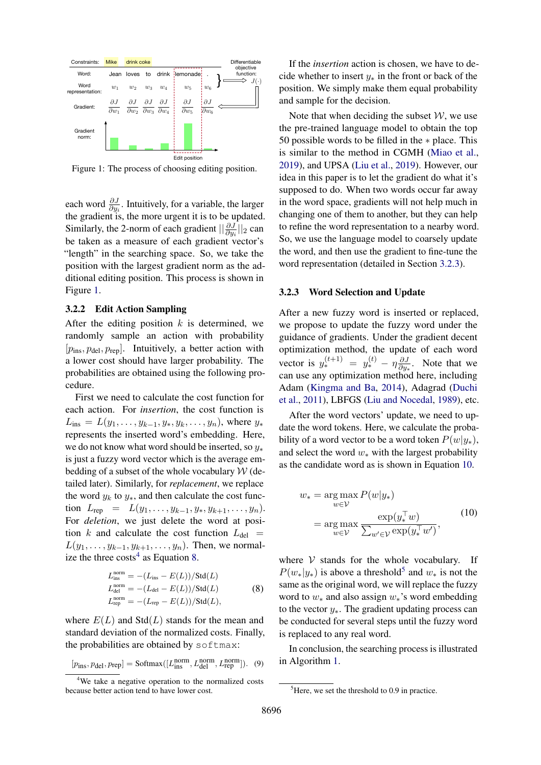Figure 1: The process of choosing editing position.

each word $\frac{\partial J}{\partial y_i}$. Intuitively, for a variable, the larger the gradient is, the more urgent it is to be updated. Similarly, the 2-norm of each gradient $||\frac{\partial J}{\partial y_i}||_2$ can be taken as a measure of each gradient vector's "length" in the searching space. So, we take the position with the largest gradient norm as the additional editing position. This process is shown in Figure 1.

### 3.2.2 Edit Action Sampling

After the editing position $k$ is determined, we randomly sample an action with probability $[p_{\text{ins}}, p_{\text{del}}, p_{\text{rep}}]$. Intuitively, a better action with a lower cost should have larger probability. The probabilities are obtained using the following procedure.

First we need to calculate the cost function for each action. For *insertion*, the cost function is $L_{\text{ins}} = L(y_1, \ldots, y_{k-1}, y_*, y_k, \ldots, y_n)$, where $y_*$ represents the inserted word's embedding. Here, we do not know what word should be inserted, so $y_*$ is just a fuzzy word vector which is the average embedding of a subset of the whole vocabulary $\mathcal{W}$ (detailed later). Similarly, for *replacement*, we replace the word $y_k$ to $y_*$, and then calculate the cost function $L_{\text{rep}} = L(y_1, \ldots, y_{k-1}, y_*, y_{k+1}, \ldots, y_n)$. For *deletion*, we just delete the word at position $k$ and calculate the cost function $L_{\text{del}} = L(y_1, \ldots, y_{k-1}, y_{k+1}, \ldots, y_n)$. Then, we normalize the three costs[4] as Equation 8.

$$
\begin{aligned}
L_{\text{ins}}^{\text{norm}} &= -(L_{\text{ins}} - E(L))/\text{Std}(L) \\
L_{\text{del}}^{\text{norm}} &= -(L_{\text{del}} - E(L))/\text{Std}(L) \\
L_{\text{rep}}^{\text{norm}} &= -(L_{\text{rep}} - E(L))/\text{Std}(L),
\end{aligned} \tag{8}
$$

where $E(L)$ and $\text{Std}(L)$ stands for the mean and standard deviation of the normalized costs. Finally, the probabilities are obtained by softmax:

$$
[p_{\text{ins}}, p_{\text{del}}, p_{\text{rep}}] = \text{Softmax}([L_{\text{ins}}^{\text{norm}}, L_{\text{del}}^{\text{norm}}, L_{\text{rep}}^{\text{norm}}]). \tag{9}
$$

[4]We take a negative operation to the normalized costs because better action tend to have lower cost.

If the *insertion* action is chosen, we have to decide whether to insert $y_*$ in the front or back of the position. We simply make them equal probability and sample for the decision.

Note that when deciding the subset $\mathcal{W}$, we use the pre-trained language model to obtain the top 50 possible words to be filled in the $*$ place. This is similar to the method in CGMH (Miao et al., 2019), and UPSA (Liu et al., 2019). However, our idea in this paper is to let the gradient do what it's supposed to do. When two words occur far away in the word space, gradients will not help much in changing one of them to another, but they can help to refine the word representation to a nearby word. So, we use the language model to coarsely update the word, and then use the gradient to fine-tune the word representation (detailed in Section 3.2.3).

### 3.2.3 Word Selection and Update

After a new fuzzy word is inserted or replaced, we propose to update the fuzzy word under the guidance of gradients. Under the gradient decent optimization method, the update of each word vector is $y_*^{(t+1)} = y_*^{(t)} - \eta \frac{\partial J}{\partial y_*}$. Note that we can use any optimization method here, including Adam (Kingma and Ba, 2014), Adagrad (Duchi et al., 2011), LBFGS (Liu and Nocedal, 1989), etc.

After the word vectors' update, we need to update the word tokens. Here, we calculate the probability of a word vector to be a word token $P(w|y_*)$, and select the word $w_*$ with the largest probability as the candidate word as is shown in Equation 10.

$$
\begin{aligned}
w_* &= \arg\max_{w \in \mathcal{V}} P(w|y_*) \\
&= \arg\max_{w \in \mathcal{V}} \frac{\exp(y_*^\top w)}{\sum_{w' \in \mathcal{V}} \exp(y_*^\top w')},
\end{aligned} \tag{10}
$$

where $\mathcal{V}$ stands for the whole vocabulary. If $P(w_*|y_*)$ is above a threshold[5] and $w_*$ is not the same as the original word, we will replace the fuzzy word to $w_*$ and also assign $w_*$'s word embedding to the vector $y_*$. The gradient updating process can be conducted for several steps until the fuzzy word is replaced to any real word.

In conclusion, the searching process is illustrated in Algorithm 1.

[5]Here, we set the threshold to 0.9 in practice.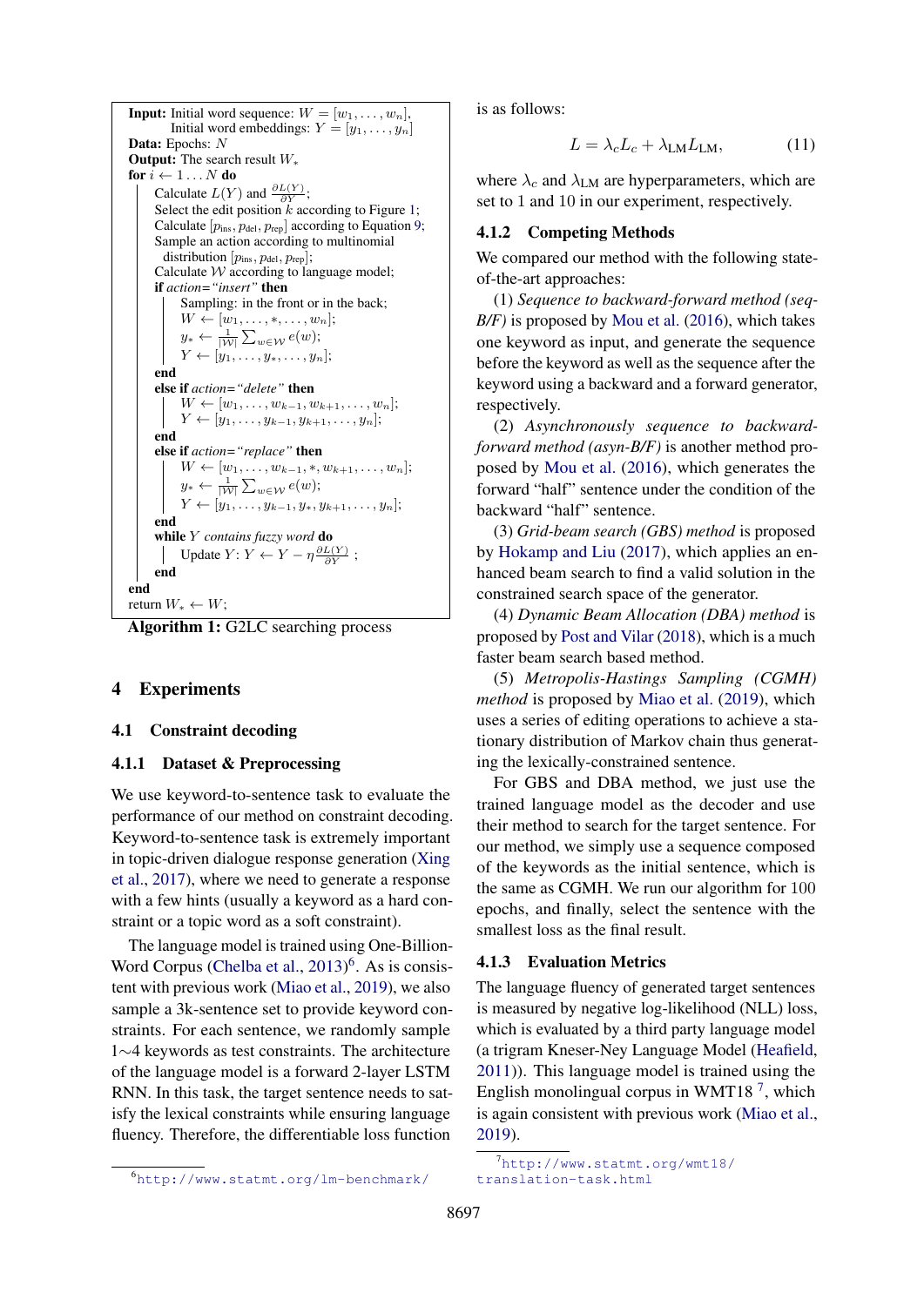```
Input: Initial word sequence: W = [w_1, ..., w_n],
       Initial word embeddings: Y = [y_1, ..., y_n]
Data: Epochs: N
Output: The search result W_*
for i ← 1...N do
    Calculate L(Y) and ∂L(Y)/∂Y;
    Select the edit position k according to Figure 1;
    Calculate [p_ins, p_del, p_rep] according to Equation 9;
    Sample an action according to multinomial
      distribution [p_ins, p_del, p_rep];
    Calculate 𝒲 according to language model;
    if action="insert" then
        Sampling: in the front or in the back;
        W ← [w_1, ..., *, ..., w_n];
        y_* ← (1/|𝒲|) Σ_{w∈𝒲} e(w);
        Y ← [y_1, ..., y_*, ..., y_n];
    end
    else if action="delete" then
        W ← [w_1, ..., w_{k-1}, w_{k+1}, ..., w_n];
        Y ← [y_1, ..., y_{k-1}, y_{k+1}, ..., y_n];
    end
    else if action="replace" then
        W ← [w_1, ..., w_{k-1}, *, w_{k+1}, ..., w_n];
        y_* ← (1/|𝒲|) Σ_{w∈𝒲} e(w);
        Y ← [y_1, ..., y_{k-1}, y_*, y_{k+1}, ..., y_n];
    end
    while Y contains fuzzy word do
        Update Y: Y ← Y − η ∂L(Y)/∂Y ;
    end
end
return W_* ← W;
```

**Algorithm 1:** G2LC searching process

## 4 Experiments

### 4.1 Constraint decoding

#### 4.1.1 Dataset & Preprocessing

We use keyword-to-sentence task to evaluate the performance of our method on constraint decoding. Keyword-to-sentence task is extremely important in topic-driven dialogue response generation (Xing et al., 2017), where we need to generate a response with a few hints (usually a keyword as a hard constraint or a topic word as a soft constraint).

The language model is trained using One-Billion-Word Corpus (Chelba et al., 2013)[6]. As is consistent with previous work (Miao et al., 2019), we also sample a 3k-sentence set to provide keyword constraints. For each sentence, we randomly sample 1∼4 keywords as test constraints. The architecture of the language model is a forward 2-layer LSTM RNN. In this task, the target sentence needs to satisfy the lexical constraints while ensuring language fluency. Therefore, the differentiable loss function is as follows:

$$L = \lambda_c L_c + \lambda_{\text{LM}} L_{\text{LM}}, \tag{11}$$

where $\lambda_c$ and $\lambda_{\text{LM}}$ are hyperparameters, which are set to 1 and 10 in our experiment, respectively.

#### 4.1.2 Competing Methods

We compared our method with the following state-of-the-art approaches:

(1) *Sequence to backward-forward method (seq-B/F)* is proposed by Mou et al. (2016), which takes one keyword as input, and generate the sequence before the keyword as well as the sequence after the keyword using a backward and a forward generator, respectively.

(2) *Asynchronously sequence to backward-forward method (asyn-B/F)* is another method proposed by Mou et al. (2016), which generates the forward "half" sentence under the condition of the backward "half" sentence.

(3) *Grid-beam search (GBS) method* is proposed by Hokamp and Liu (2017), which applies an enhanced beam search to find a valid solution in the constrained search space of the generator.

(4) *Dynamic Beam Allocation (DBA) method* is proposed by Post and Vilar (2018), which is a much faster beam search based method.

(5) *Metropolis-Hastings Sampling (CGMH) method* is proposed by Miao et al. (2019), which uses a series of editing operations to achieve a stationary distribution of Markov chain thus generating the lexically-constrained sentence.

For GBS and DBA method, we just use the trained language model as the decoder and use their method to search for the target sentence. For our method, we simply use a sequence composed of the keywords as the initial sentence, which is the same as CGMH. We run our algorithm for 100 epochs, and finally, select the sentence with the smallest loss as the final result.

#### 4.1.3 Evaluation Metrics

The language fluency of generated target sentences is measured by negative log-likelihood (NLL) loss, which is evaluated by a third party language model (a trigram Kneser-Ney Language Model (Heafield, 2011)). This language model is trained using the English monolingual corpus in WMT18 [7], which is again consistent with previous work (Miao et al., 2019).

[6] http://www.statmt.org/lm-benchmark/

[7] http://www.statmt.org/wmt18/translation-task.html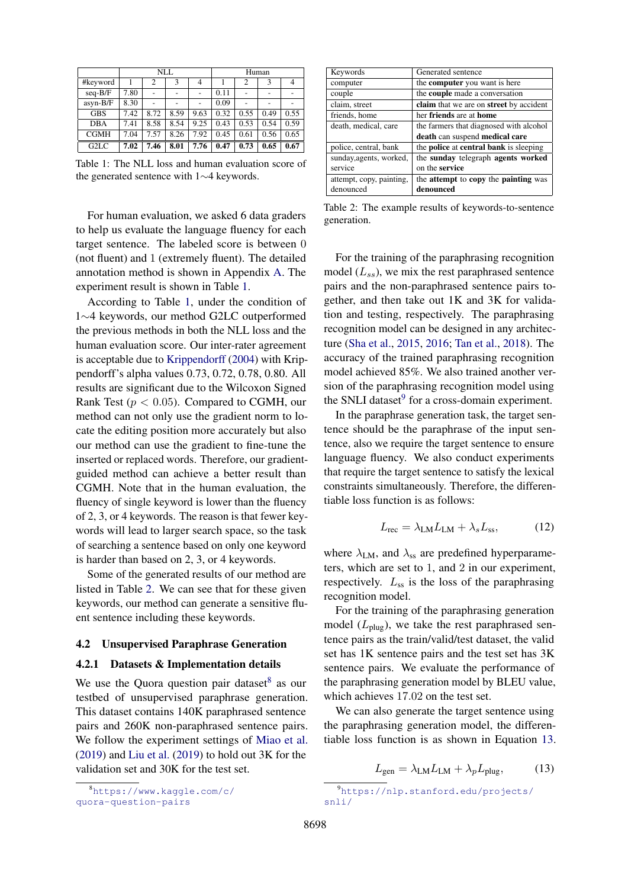| | NLL | | | | Human | | | |
|---|---|---|---|---|---|---|---|---|
| #keyword | 1 | 2 | 3 | 4 | 1 | 2 | 3 | 4 |
| seq-B/F | 7.80 | - | - | - | 0.11 | - | - | - |
| asyn-B/F | 8.30 | - | - | - | 0.09 | - | - | - |
| GBS | 7.42 | 8.72 | 8.59 | 9.63 | 0.32 | 0.55 | 0.49 | 0.55 |
| DBA | 7.41 | 8.58 | 8.54 | 9.25 | 0.43 | 0.53 | 0.54 | 0.59 |
| CGMH | 7.04 | 7.57 | 8.26 | 7.92 | 0.45 | 0.61 | 0.56 | 0.65 |
| G2LC | **7.02** | **7.46** | **8.01** | **7.76** | **0.47** | **0.73** | **0.65** | **0.67** |

Table 1: The NLL loss and human evaluation score of the generated sentence with 1∼4 keywords.

For human evaluation, we asked 6 data graders to help us evaluate the language fluency for each target sentence. The labeled score is between 0 (not fluent) and 1 (extremely fluent). The detailed annotation method is shown in Appendix A. The experiment result is shown in Table 1.

According to Table 1, under the condition of 1∼4 keywords, our method G2LC outperformed the previous methods in both the NLL loss and the human evaluation score. Our inter-rater agreement is acceptable due to Krippendorff (2004) with Krippendorff's alpha values 0.73, 0.72, 0.78, 0.80. All results are significant due to the Wilcoxon Signed Rank Test ($p < 0.05$). Compared to CGMH, our method can not only use the gradient norm to locate the editing position more accurately but also our method can use the gradient to fine-tune the inserted or replaced words. Therefore, our gradient-guided method can achieve a better result than CGMH. Note that in the human evaluation, the fluency of single keyword is lower than the fluency of 2, 3, or 4 keywords. The reason is that fewer keywords will lead to larger search space, so the task of searching a sentence based on only one keyword is harder than based on 2, 3, or 4 keywords.

Some of the generated results of our method are listed in Table 2. We can see that for these given keywords, our method can generate a sensitive fluent sentence including these keywords.

| Keywords | Generated sentence |
|---|---|
| computer | the **computer** you want is here |
| couple | the **couple** made a conversation |
| claim, street | **claim** that we are on **street** by accident |
| friends, home | her **friends** are at **home** |
| death, medical, care | the farmers that diagnosed with alcohol **death** can suspend **medical care** |
| police, central, bank | the **police** at **central bank** is sleeping |
| sunday,agents, worked, service | the **sunday** telegraph **agents worked** on the **service** |
| attempt, copy, painting, denounced | the **attempt** to **copy** the **painting** was **denounced** |

Table 2: The example results of keywords-to-sentence generation.

## 4.2 Unsupervised Paraphrase Generation

### 4.2.1 Datasets & Implementation details

We use the Quora question pair dataset[8] as our testbed of unsupervised paraphrase generation. This dataset contains 140K paraphrased sentence pairs and 260K non-paraphrased sentence pairs. We follow the experiment settings of Miao et al. (2019) and Liu et al. (2019) to hold out 3K for the validation set and 30K for the test set.

For the training of the paraphrasing recognition model ($L_{ss}$), we mix the rest paraphrased sentence pairs and the non-paraphrased sentence pairs together, and then take out 1K and 3K for validation and testing, respectively. The paraphrasing recognition model can be designed in any architecture (Sha et al., 2015, 2016; Tan et al., 2018). The accuracy of the trained paraphrasing recognition model achieved 85%. We also trained another version of the paraphrasing recognition model using the SNLI dataset[9] for a cross-domain experiment.

In the paraphrase generation task, the target sentence should be the paraphrase of the input sentence, also we require the target sentence to ensure language fluency. We also conduct experiments that require the target sentence to satisfy the lexical constraints simultaneously. Therefore, the differentiable loss function is as follows:

$$L_{\text{rec}} = \lambda_{\text{LM}} L_{\text{LM}} + \lambda_s L_{\text{ss}}, \tag{12}$$

where $\lambda_{\text{LM}}$, and $\lambda_{\text{ss}}$ are predefined hyperparameters, which are set to 1, and 2 in our experiment, respectively. $L_{\text{ss}}$ is the loss of the paraphrasing recognition model.

For the training of the paraphrasing generation model ($L_{\text{plug}}$), we take the rest paraphrased sentence pairs as the train/valid/test dataset, the valid set has 1K sentence pairs and the test set has 3K sentence pairs. We evaluate the performance of the paraphrasing generation model by BLEU value, which achieves 17.02 on the test set.

We can also generate the target sentence using the paraphrasing generation model, the differentiable loss function is as shown in Equation 13.

$$L_{\text{gen}} = \lambda_{\text{LM}} L_{\text{LM}} + \lambda_p L_{\text{plug}}, \tag{13}$$

[8] https://www.kaggle.com/c/quora-question-pairs

[9] https://nlp.stanford.edu/projects/snli/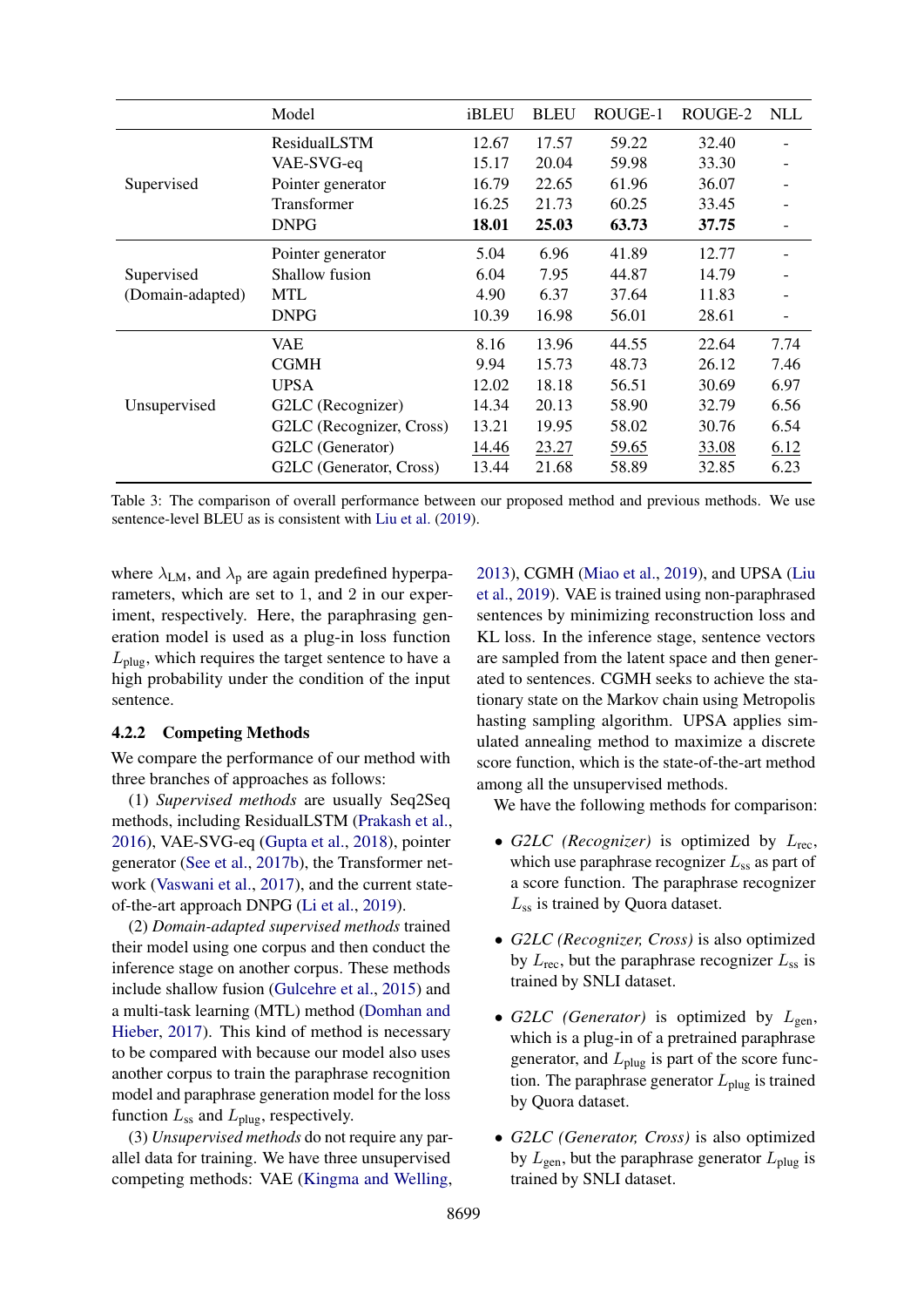| | Model | iBLEU | BLEU | ROUGE-1 | ROUGE-2 | NLL |
|---|---|---|---|---|---|---|
| Supervised | ResidualLSTM | 12.67 | 17.57 | 59.22 | 32.40 | - |
| | VAE-SVG-eq | 15.17 | 20.04 | 59.98 | 33.30 | - |
| | Pointer generator | 16.79 | 22.65 | 61.96 | 36.07 | - |
| | Transformer | 16.25 | 21.73 | 60.25 | 33.45 | - |
| | DNPG | **18.01** | **25.03** | **63.73** | **37.75** | - |
| Supervised (Domain-adapted) | Pointer generator | 5.04 | 6.96 | 41.89 | 12.77 | - |
| | Shallow fusion | 6.04 | 7.95 | 44.87 | 14.79 | - |
| | MTL | 4.90 | 6.37 | 37.64 | 11.83 | - |
| | DNPG | 10.39 | 16.98 | 56.01 | 28.61 | - |
| Unsupervised | VAE | 8.16 | 13.96 | 44.55 | 22.64 | 7.74 |
| | CGMH | 9.94 | 15.73 | 48.73 | 26.12 | 7.46 |
| | UPSA | 12.02 | 18.18 | 56.51 | 30.69 | 6.97 |
| | G2LC (Recognizer) | 14.34 | 20.13 | 58.90 | 32.79 | 6.56 |
| | G2LC (Recognizer, Cross) | 13.21 | 19.95 | 58.02 | 30.76 | 6.54 |
| | G2LC (Generator) | <u>14.46</u> | <u>23.27</u> | <u>59.65</u> | <u>33.08</u> | <u>6.12</u> |
| | G2LC (Generator, Cross) | 13.44 | 21.68 | 58.89 | 32.85 | 6.23 |

Table 3: The comparison of overall performance between our proposed method and previous methods. We use sentence-level BLEU as is consistent with Liu et al. (2019).

where $\lambda_{\text{LM}}$, and $\lambda_{\text{p}}$ are again predefined hyperparameters, which are set to 1, and 2 in our experiment, respectively. Here, the paraphrasing generation model is used as a plug-in loss function $L_{\text{plug}}$, which requires the target sentence to have a high probability under the condition of the input sentence.

### 4.2.2 Competing Methods

We compare the performance of our method with three branches of approaches as follows:

(1) *Supervised methods* are usually Seq2Seq methods, including ResidualLSTM (Prakash et al., 2016), VAE-SVG-eq (Gupta et al., 2018), pointer generator (See et al., 2017b), the Transformer network (Vaswani et al., 2017), and the current state-of-the-art approach DNPG (Li et al., 2019).

(2) *Domain-adapted supervised methods* trained their model using one corpus and then conduct the inference stage on another corpus. These methods include shallow fusion (Gulcehre et al., 2015) and a multi-task learning (MTL) method (Domhan and Hieber, 2017). This kind of method is necessary to be compared with because our model also uses another corpus to train the paraphrase recognition model and paraphrase generation model for the loss function $L_{\text{ss}}$ and $L_{\text{plug}}$, respectively.

(3) *Unsupervised methods* do not require any parallel data for training. We have three unsupervised competing methods: VAE (Kingma and Welling, 2013), CGMH (Miao et al., 2019), and UPSA (Liu et al., 2019). VAE is trained using non-paraphrased sentences by minimizing reconstruction loss and KL loss. In the inference stage, sentence vectors are sampled from the latent space and then generated to sentences. CGMH seeks to achieve the stationary state on the Markov chain using Metropolis hasting sampling algorithm. UPSA applies simulated annealing method to maximize a discrete score function, which is the state-of-the-art method among all the unsupervised methods.

We have the following methods for comparison:

- *G2LC (Recognizer)* is optimized by $L_{\text{rec}}$, which use paraphrase recognizer $L_{\text{ss}}$ as part of a score function. The paraphrase recognizer $L_{\text{ss}}$ is trained by Quora dataset.
- *G2LC (Recognizer, Cross)* is also optimized by $L_{\text{rec}}$, but the paraphrase recognizer $L_{\text{ss}}$ is trained by SNLI dataset.
- *G2LC (Generator)* is optimized by $L_{\text{gen}}$, which is a plug-in of a pretrained paraphrase generator, and $L_{\text{plug}}$ is part of the score function. The paraphrase generator $L_{\text{plug}}$ is trained by Quora dataset.
- *G2LC (Generator, Cross)* is also optimized by $L_{\text{gen}}$, but the paraphrase generator $L_{\text{plug}}$ is trained by SNLI dataset.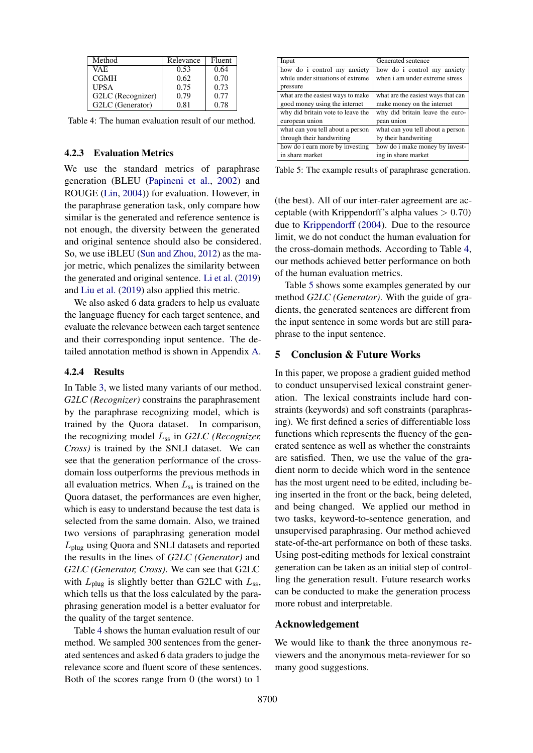| Method | Relevance | Fluent |
|---|---|---|
| VAE | 0.53 | 0.64 |
| CGMH | 0.62 | 0.70 |
| UPSA | 0.75 | 0.73 |
| G2LC (Recognizer) | 0.79 | 0.77 |
| G2LC (Generator) | 0.81 | 0.78 |

Table 4: The human evaluation result of our method.

#### 4.2.3 Evaluation Metrics

We use the standard metrics of paraphrase generation (BLEU (Papineni et al., 2002) and ROUGE (Lin, 2004)) for evaluation. However, in the paraphrase generation task, only compare how similar is the generated and reference sentence is not enough, the diversity between the generated and original sentence should also be considered. So, we use iBLEU (Sun and Zhou, 2012) as the major metric, which penalizes the similarity between the generated and original sentence. Li et al. (2019) and Liu et al. (2019) also applied this metric.

We also asked 6 data graders to help us evaluate the language fluency for each target sentence, and evaluate the relevance between each target sentence and their corresponding input sentence. The detailed annotation method is shown in Appendix A.

#### 4.2.4 Results

In Table 3, we listed many variants of our method. *G2LC (Recognizer)* constrains the paraphrasement by the paraphrase recognizing model, which is trained by the Quora dataset. In comparison, the recognizing model $L_{\text{ss}}$ in *G2LC (Recognizer, Cross)* is trained by the SNLI dataset. We can see that the generation performance of the cross-domain loss outperforms the previous methods in all evaluation metrics. When $L_{\text{ss}}$ is trained on the Quora dataset, the performances are even higher, which is easy to understand because the test data is selected from the same domain. Also, we trained two versions of paraphrasing generation model $L_{\text{plug}}$ using Quora and SNLI datasets and reported the results in the lines of *G2LC (Generator)* and *G2LC (Generator, Cross)*. We can see that G2LC with $L_{\text{plug}}$ is slightly better than G2LC with $L_{\text{ss}}$, which tells us that the loss calculated by the paraphrasing generation model is a better evaluator for the quality of the target sentence.

Table 4 shows the human evaluation result of our method. We sampled 300 sentences from the generated sentences and asked 6 data graders to judge the relevance score and fluent score of these sentences. Both of the scores range from 0 (the worst) to 1 (the best). All of our inter-rater agreement are acceptable (with Krippendorff's alpha values $> 0.70$) due to Krippendorff (2004). Due to the resource limit, we do not conduct the human evaluation for the cross-domain methods. According to Table 4, our methods achieved better performance on both of the human evaluation metrics.

| Input | Generated sentence |
|---|---|
| how do i control my anxiety while under situations of extreme pressure | how do i control my anxiety when i am under extreme stress |
| what are the easiest ways to make good money using the internet | what are the easiest ways that can make money on the internet |
| why did britain vote to leave the european union | why did britain leave the european union |
| what can you tell about a person through their handwriting | what can you tell about a person by their handwriting |
| how do i earn more by investing in share market | how do i make money by investing in share market |

Table 5: The example results of paraphrase generation.

Table 5 shows some examples generated by our method *G2LC (Generator)*. With the guide of gradients, the generated sentences are different from the input sentence in some words but are still paraphrase to the input sentence.

## 5 Conclusion & Future Works

In this paper, we propose a gradient guided method to conduct unsupervised lexical constraint generation. The lexical constraints include hard constraints (keywords) and soft constraints (paraphrasing). We first defined a series of differentiable loss functions which represents the fluency of the generated sentence as well as whether the constraints are satisfied. Then, we use the value of the gradient norm to decide which word in the sentence has the most urgent need to be edited, including being inserted in the front or the back, being deleted, and being changed. We applied our method in two tasks, keyword-to-sentence generation, and unsupervised paraphrasing. Our method achieved state-of-the-art performance on both of these tasks. Using post-editing methods for lexical constraint generation can be taken as an initial step of controlling the generation result. Future research works can be conducted to make the generation process more robust and interpretable.

## Acknowledgement

We would like to thank the three anonymous reviewers and the anonymous meta-reviewer for so many good suggestions.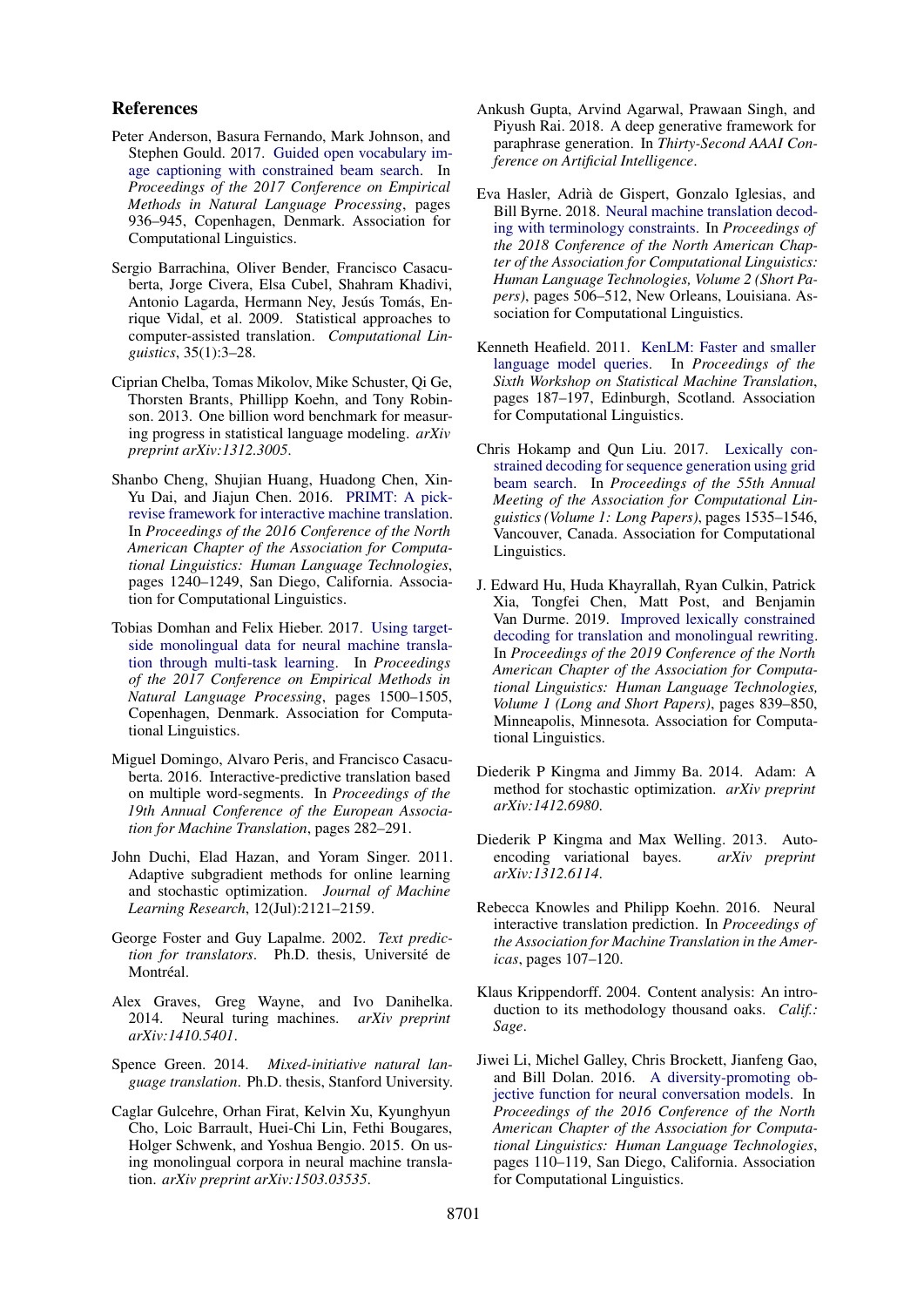## References

Peter Anderson, Basura Fernando, Mark Johnson, and Stephen Gould. 2017. Guided open vocabulary image captioning with constrained beam search. In *Proceedings of the 2017 Conference on Empirical Methods in Natural Language Processing*, pages 936–945, Copenhagen, Denmark. Association for Computational Linguistics.

Sergio Barrachina, Oliver Bender, Francisco Casacuberta, Jorge Civera, Elsa Cubel, Shahram Khadivi, Antonio Lagarda, Hermann Ney, Jesús Tomás, Enrique Vidal, et al. 2009. Statistical approaches to computer-assisted translation. *Computational Linguistics*, 35(1):3–28.

Ciprian Chelba, Tomas Mikolov, Mike Schuster, Qi Ge, Thorsten Brants, Phillipp Koehn, and Tony Robinson. 2013. One billion word benchmark for measuring progress in statistical language modeling. *arXiv preprint arXiv:1312.3005*.

Shanbo Cheng, Shujian Huang, Huadong Chen, Xin-Yu Dai, and Jiajun Chen. 2016. PRIMT: A pick-revise framework for interactive machine translation. In *Proceedings of the 2016 Conference of the North American Chapter of the Association for Computational Linguistics: Human Language Technologies*, pages 1240–1249, San Diego, California. Association for Computational Linguistics.

Tobias Domhan and Felix Hieber. 2017. Using target-side monolingual data for neural machine translation through multi-task learning. In *Proceedings of the 2017 Conference on Empirical Methods in Natural Language Processing*, pages 1500–1505, Copenhagen, Denmark. Association for Computational Linguistics.

Miguel Domingo, Alvaro Peris, and Francisco Casacuberta. 2016. Interactive-predictive translation based on multiple word-segments. In *Proceedings of the 19th Annual Conference of the European Association for Machine Translation*, pages 282–291.

John Duchi, Elad Hazan, and Yoram Singer. 2011. Adaptive subgradient methods for online learning and stochastic optimization. *Journal of Machine Learning Research*, 12(Jul):2121–2159.

George Foster and Guy Lapalme. 2002. *Text prediction for translators*. Ph.D. thesis, Université de Montréal.

Alex Graves, Greg Wayne, and Ivo Danihelka. 2014. Neural turing machines. *arXiv preprint arXiv:1410.5401*.

Spence Green. 2014. *Mixed-initiative natural language translation*. Ph.D. thesis, Stanford University.

Caglar Gulcehre, Orhan Firat, Kelvin Xu, Kyunghyun Cho, Loic Barrault, Huei-Chi Lin, Fethi Bougares, Holger Schwenk, and Yoshua Bengio. 2015. On using monolingual corpora in neural machine translation. *arXiv preprint arXiv:1503.03535*.

Ankush Gupta, Arvind Agarwal, Prawaan Singh, and Piyush Rai. 2018. A deep generative framework for paraphrase generation. In *Thirty-Second AAAI Conference on Artificial Intelligence*.

Eva Hasler, Adrià de Gispert, Gonzalo Iglesias, and Bill Byrne. 2018. Neural machine translation decoding with terminology constraints. In *Proceedings of the 2018 Conference of the North American Chapter of the Association for Computational Linguistics: Human Language Technologies, Volume 2 (Short Papers)*, pages 506–512, New Orleans, Louisiana. Association for Computational Linguistics.

Kenneth Heafield. 2011. KenLM: Faster and smaller language model queries. In *Proceedings of the Sixth Workshop on Statistical Machine Translation*, pages 187–197, Edinburgh, Scotland. Association for Computational Linguistics.

Chris Hokamp and Qun Liu. 2017. Lexically constrained decoding for sequence generation using grid beam search. In *Proceedings of the 55th Annual Meeting of the Association for Computational Linguistics (Volume 1: Long Papers)*, pages 1535–1546, Vancouver, Canada. Association for Computational Linguistics.

J. Edward Hu, Huda Khayrallah, Ryan Culkin, Patrick Xia, Tongfei Chen, Matt Post, and Benjamin Van Durme. 2019. Improved lexically constrained decoding for translation and monolingual rewriting. In *Proceedings of the 2019 Conference of the North American Chapter of the Association for Computational Linguistics: Human Language Technologies, Volume 1 (Long and Short Papers)*, pages 839–850, Minneapolis, Minnesota. Association for Computational Linguistics.

Diederik P Kingma and Jimmy Ba. 2014. Adam: A method for stochastic optimization. *arXiv preprint arXiv:1412.6980*.

Diederik P Kingma and Max Welling. 2013. Auto-encoding variational bayes. *arXiv preprint arXiv:1312.6114*.

Rebecca Knowles and Philipp Koehn. 2016. Neural interactive translation prediction. In *Proceedings of the Association for Machine Translation in the Americas*, pages 107–120.

Klaus Krippendorff. 2004. Content analysis: An introduction to its methodology thousand oaks. *Calif.: Sage*.

Jiwei Li, Michel Galley, Chris Brockett, Jianfeng Gao, and Bill Dolan. 2016. A diversity-promoting objective function for neural conversation models. In *Proceedings of the 2016 Conference of the North American Chapter of the Association for Computational Linguistics: Human Language Technologies*, pages 110–119, San Diego, California. Association for Computational Linguistics.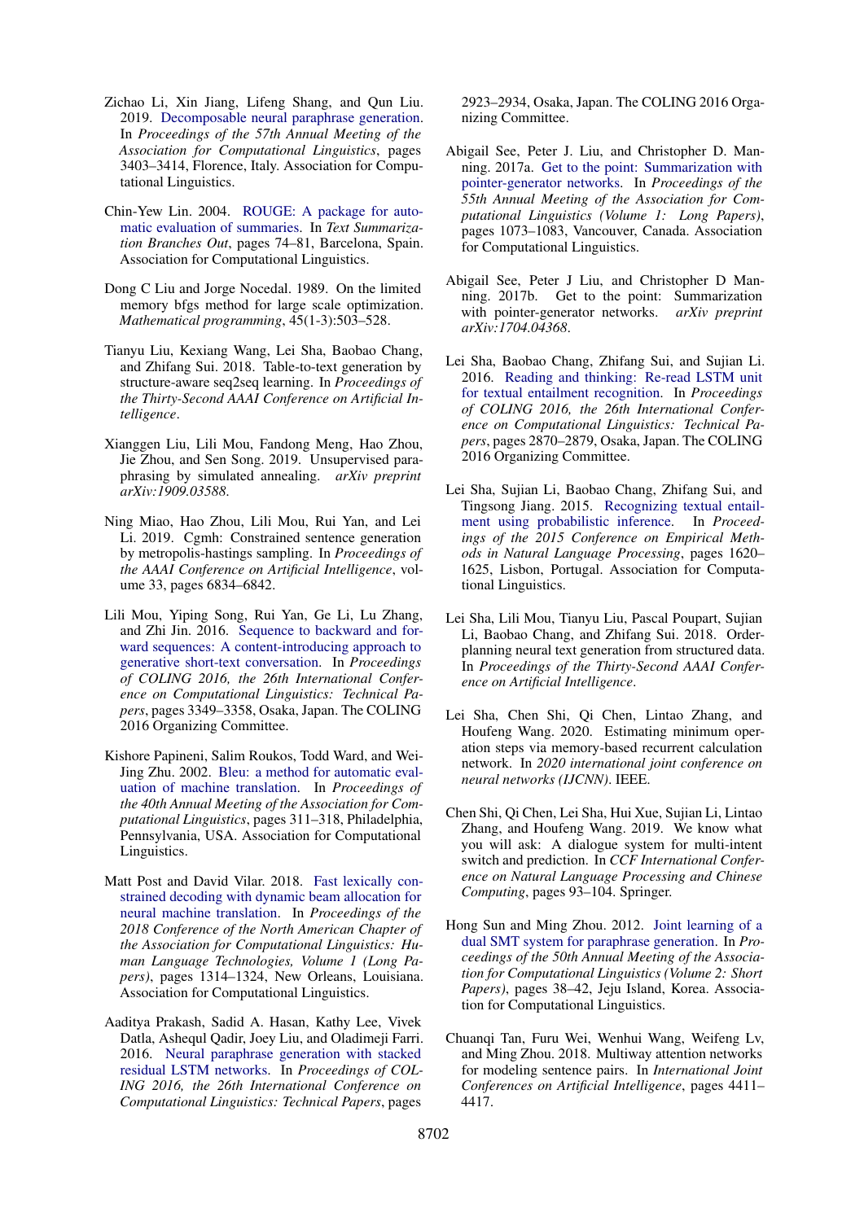Zichao Li, Xin Jiang, Lifeng Shang, and Qun Liu. 2019. Decomposable neural paraphrase generation. In *Proceedings of the 57th Annual Meeting of the Association for Computational Linguistics*, pages 3403–3414, Florence, Italy. Association for Computational Linguistics.

Chin-Yew Lin. 2004. ROUGE: A package for automatic evaluation of summaries. In *Text Summarization Branches Out*, pages 74–81, Barcelona, Spain. Association for Computational Linguistics.

Dong C Liu and Jorge Nocedal. 1989. On the limited memory bfgs method for large scale optimization. *Mathematical programming*, 45(1-3):503–528.

Tianyu Liu, Kexiang Wang, Lei Sha, Baobao Chang, and Zhifang Sui. 2018. Table-to-text generation by structure-aware seq2seq learning. In *Proceedings of the Thirty-Second AAAI Conference on Artificial Intelligence*.

Xianggen Liu, Lili Mou, Fandong Meng, Hao Zhou, Jie Zhou, and Sen Song. 2019. Unsupervised paraphrasing by simulated annealing. *arXiv preprint arXiv:1909.03588*.

Ning Miao, Hao Zhou, Lili Mou, Rui Yan, and Lei Li. 2019. Cgmh: Constrained sentence generation by metropolis-hastings sampling. In *Proceedings of the AAAI Conference on Artificial Intelligence*, volume 33, pages 6834–6842.

Lili Mou, Yiping Song, Rui Yan, Ge Li, Lu Zhang, and Zhi Jin. 2016. Sequence to backward and forward sequences: A content-introducing approach to generative short-text conversation. In *Proceedings of COLING 2016, the 26th International Conference on Computational Linguistics: Technical Papers*, pages 3349–3358, Osaka, Japan. The COLING 2016 Organizing Committee.

Kishore Papineni, Salim Roukos, Todd Ward, and Wei-Jing Zhu. 2002. Bleu: a method for automatic evaluation of machine translation. In *Proceedings of the 40th Annual Meeting of the Association for Computational Linguistics*, pages 311–318, Philadelphia, Pennsylvania, USA. Association for Computational Linguistics.

Matt Post and David Vilar. 2018. Fast lexically constrained decoding with dynamic beam allocation for neural machine translation. In *Proceedings of the 2018 Conference of the North American Chapter of the Association for Computational Linguistics: Human Language Technologies, Volume 1 (Long Papers)*, pages 1314–1324, New Orleans, Louisiana. Association for Computational Linguistics.

Aaditya Prakash, Sadid A. Hasan, Kathy Lee, Vivek Datla, Ashequl Qadir, Joey Liu, and Oladimeji Farri. 2016. Neural paraphrase generation with stacked residual LSTM networks. In *Proceedings of COLING 2016, the 26th International Conference on Computational Linguistics: Technical Papers*, pages 2923–2934, Osaka, Japan. The COLING 2016 Organizing Committee.

Abigail See, Peter J. Liu, and Christopher D. Manning. 2017a. Get to the point: Summarization with pointer-generator networks. In *Proceedings of the 55th Annual Meeting of the Association for Computational Linguistics (Volume 1: Long Papers)*, pages 1073–1083, Vancouver, Canada. Association for Computational Linguistics.

Abigail See, Peter J Liu, and Christopher D Manning. 2017b. Get to the point: Summarization with pointer-generator networks. *arXiv preprint arXiv:1704.04368*.

Lei Sha, Baobao Chang, Zhifang Sui, and Sujian Li. 2016. Reading and thinking: Re-read LSTM unit for textual entailment recognition. In *Proceedings of COLING 2016, the 26th International Conference on Computational Linguistics: Technical Papers*, pages 2870–2879, Osaka, Japan. The COLING 2016 Organizing Committee.

Lei Sha, Sujian Li, Baobao Chang, Zhifang Sui, and Tingsong Jiang. 2015. Recognizing textual entailment using probabilistic inference. In *Proceedings of the 2015 Conference on Empirical Methods in Natural Language Processing*, pages 1620–1625, Lisbon, Portugal. Association for Computational Linguistics.

Lei Sha, Lili Mou, Tianyu Liu, Pascal Poupart, Sujian Li, Baobao Chang, and Zhifang Sui. 2018. Order-planning neural text generation from structured data. In *Proceedings of the Thirty-Second AAAI Conference on Artificial Intelligence*.

Lei Sha, Chen Shi, Qi Chen, Lintao Zhang, and Houfeng Wang. 2020. Estimating minimum operation steps via memory-based recurrent calculation network. In *2020 international joint conference on neural networks (IJCNN)*. IEEE.

Chen Shi, Qi Chen, Lei Sha, Hui Xue, Sujian Li, Lintao Zhang, and Houfeng Wang. 2019. We know what you will ask: A dialogue system for multi-intent switch and prediction. In *CCF International Conference on Natural Language Processing and Chinese Computing*, pages 93–104. Springer.

Hong Sun and Ming Zhou. 2012. Joint learning of a dual SMT system for paraphrase generation. In *Proceedings of the 50th Annual Meeting of the Association for Computational Linguistics (Volume 2: Short Papers)*, pages 38–42, Jeju Island, Korea. Association for Computational Linguistics.

Chuanqi Tan, Furu Wei, Wenhui Wang, Weifeng Lv, and Ming Zhou. 2018. Multiway attention networks for modeling sentence pairs. In *International Joint Conferences on Artificial Intelligence*, pages 4411–4417.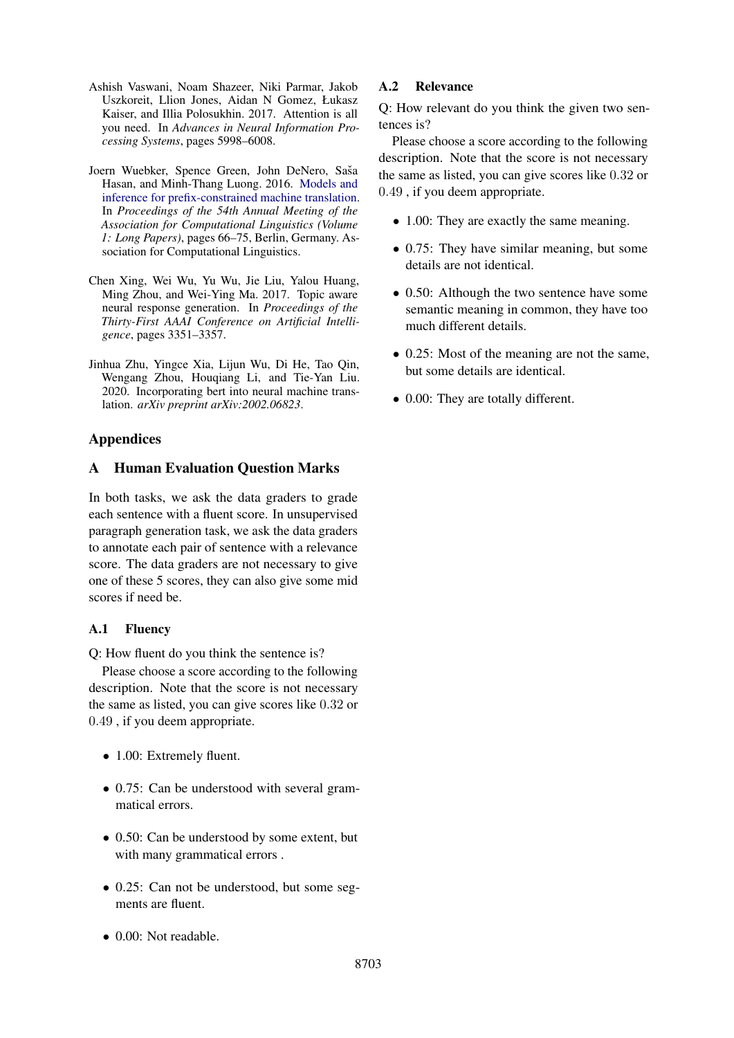Ashish Vaswani, Noam Shazeer, Niki Parmar, Jakob Uszkoreit, Llion Jones, Aidan N Gomez, Łukasz Kaiser, and Illia Polosukhin. 2017. Attention is all you need. In *Advances in Neural Information Processing Systems*, pages 5998–6008.

Joern Wuebker, Spence Green, John DeNero, Saša Hasan, and Minh-Thang Luong. 2016. Models and inference for prefix-constrained machine translation. In *Proceedings of the 54th Annual Meeting of the Association for Computational Linguistics (Volume 1: Long Papers)*, pages 66–75, Berlin, Germany. Association for Computational Linguistics.

Chen Xing, Wei Wu, Yu Wu, Jie Liu, Yalou Huang, Ming Zhou, and Wei-Ying Ma. 2017. Topic aware neural response generation. In *Proceedings of the Thirty-First AAAI Conference on Artificial Intelligence*, pages 3351–3357.

Jinhua Zhu, Yingce Xia, Lijun Wu, Di He, Tao Qin, Wengang Zhou, Houqiang Li, and Tie-Yan Liu. 2020. Incorporating bert into neural machine translation. *arXiv preprint arXiv:2002.06823*.

# Appendices

## A Human Evaluation Question Marks

In both tasks, we ask the data graders to grade each sentence with a fluent score. In unsupervised paragraph generation task, we ask the data graders to annotate each pair of sentence with a relevance score. The data graders are not necessary to give one of these 5 scores, they can also give some mid scores if need be.

### A.1 Fluency

Q: How fluent do you think the sentence is?

Please choose a score according to the following description. Note that the score is not necessary the same as listed, you can give scores like $0.32$ or $0.49$ , if you deem appropriate.

- 1.00: Extremely fluent.
- 0.75: Can be understood with several grammatical errors.
- 0.50: Can be understood by some extent, but with many grammatical errors .
- 0.25: Can not be understood, but some segments are fluent.
- 0.00: Not readable.

### A.2 Relevance

Q: How relevant do you think the given two sentences is?

Please choose a score according to the following description. Note that the score is not necessary the same as listed, you can give scores like $0.32$ or $0.49$ , if you deem appropriate.

- 1.00: They are exactly the same meaning.
- 0.75: They have similar meaning, but some details are not identical.
- 0.50: Although the two sentence have some semantic meaning in common, they have too much different details.
- 0.25: Most of the meaning are not the same, but some details are identical.
- 0.00: They are totally different.